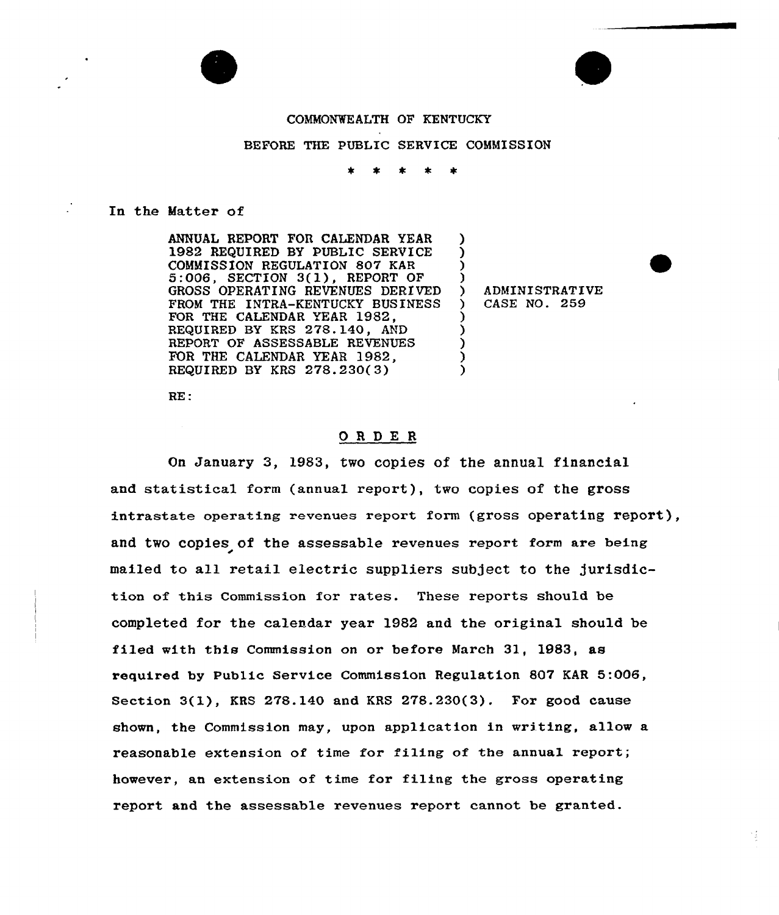COMMONWEALTH OF KENTUCKY

BEFORE THE PUBLIC SERVICE COMMISSION

\* \* \* \* \*

In the Matter of

| | | |
|---|---|---|
| ANNUAL REPORT FOR CALENDAR YEAR 1982 REQUIRED BY PUBLIC SERVICE COMMISSION REGULATION 807 KAR 5:006, SECTION 3(1), REPORT OF GROSS OPERATING REVENUES DERIVED FROM THE INTRA-KENTUCKY BUSINESS FOR THE CALENDAR YEAR 1982, REQUIRED BY KRS 278.140, AND REPORT OF ASSESSABLE REVENUES FOR THE CALENDAR YEAR 1982, REQUIRED BY KRS 278.230(3) | ) | ADMINISTRATIVE CASE NO. 259 |

RE:

## O R D E R

On January 3, 1983, two copies of the annual financial and statistical form (annual report), two copies of the gross intrastate operating revenues report form (gross operating report), and two copies of the assessable revenues report form are being mailed to all retail electric suppliers subject to the jurisdiction of this Commission for rates. These reports should be completed for the calendar year 1982 and the original should be filed with this Commission on or before March 31, 1983, as required by Public Service Commission Regulation 807 KAR 5:006, Section 3(1), KRS 278.140 and KRS 278.230(3). For good cause shown, the Commission may, upon application in writing, allow a reasonable extension of time for filing of the annual report; however, an extension of time for filing the gross operating report and the assessable revenues report cannot be granted.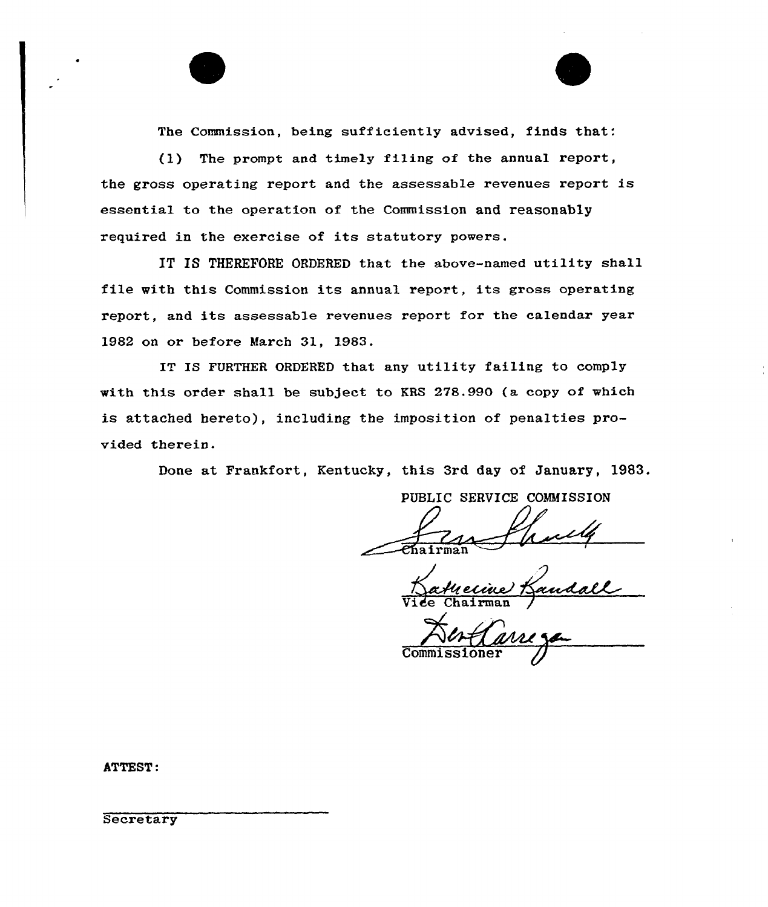The Commission, being sufficiently advised, finds that:

(1) The prompt and timely filing of the annual report, the gross operating report and the assessable revenues report is essential to the operation of the Commission and reasonably required in the exercise of its statutory powers.

IT IS THEREFORE ORDERED that the above-named utility shall file with this Commission its annual report, its gross operating report, and its assessable revenues report for the calendar year 1982 on or before March 31, 1983.

IT IS FURTHER ORDERED that any utility failing to comply with this order shall be subject to KRS 278.990 (a copy of which is attached hereto), including the imposition of penalties provided therein.

Done at Frankfort, Kentucky, this 3rd day of January, 1983.

PUBLIC SERVICE COMMISSION

Chairman

Vice Chairman

Commissioner

ATTEST:

Secretary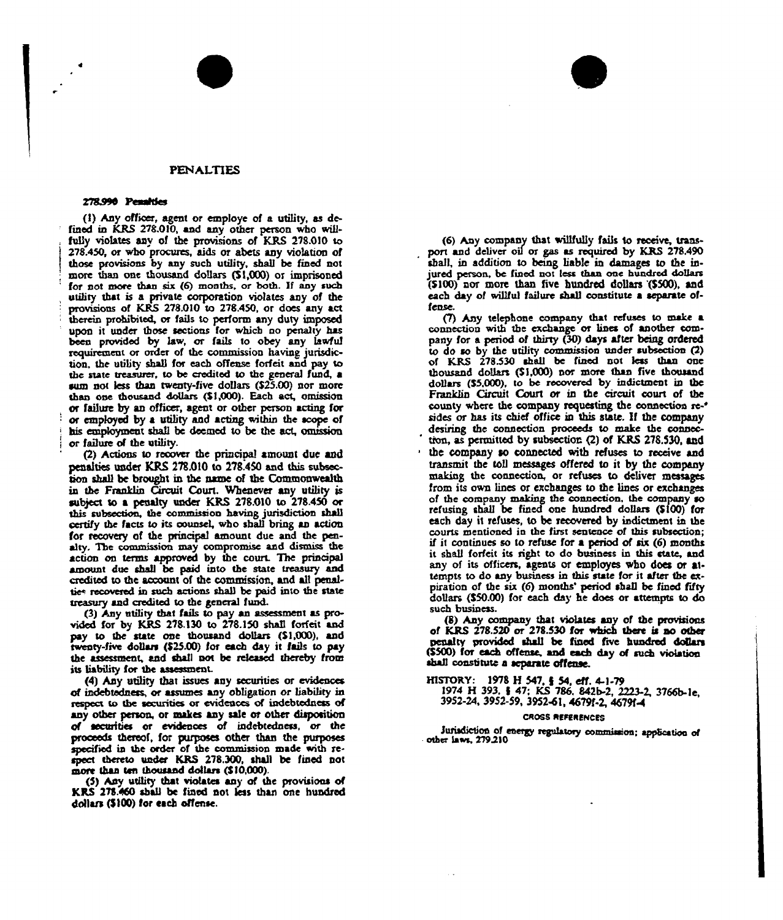## PENALTIES

### 278.990 Penalties

(1) Any officer, agent or employe of a utility, as defined in KRS 278.010, and any other person who willfully violates any of the provisions of KRS 278.010 to 278.450, or who procures, aids or abets any violation of those provisions by any such utility, shall be fined not more than one thousand dollars ($1,000) or imprisoned for not more than six (6) months, or both. If any such utility that is a private corporation violates any of the provisions of KRS 278.010 to 278.450, or does any act therein prohibited, or fails to perform any duty imposed upon it under those sections for which no penalty has been provided by law, or fails to obey any lawful requirement or order of the commission having jurisdiction, the utility shall for each offense forfeit and pay to the state treasurer, to be credited to the general fund, a sum not less than twenty-five dollars ($25.00) nor more than one thousand dollars ($1,000). Each act, omission or failure by an officer, agent or other person acting for or employed by a utility and acting within the scope of his employment shall be deemed to be the act, omission or failure of the utility.

(2) Actions to recover the principal amount due and penalties under KRS 278.010 to 278.450 and this subsection shall be brought in the name of the Commonwealth in the Franklin Circuit Court. Whenever any utility is subject to a penalty under KRS 278.010 to 278.450 or this subsection, the commission having jurisdiction shall certify the facts to its counsel, who shall bring an action for recovery of the principal amount due and the penalty. The commission may compromise and dismiss the action on terms approved by the court. The principal amount due shall be paid into the state treasury and credited to the account of the commission, and all penalties recovered in such actions shall be paid into the state treasury and credited to the general fund.

(3) Any utility that fails to pay an assessment as provided for by KRS 278.130 to 278.150 shall forfeit and pay to the state one thousand dollars ($1,000), and twenty-five dollars ($25.00) for each day it fails to pay the assessment, and shall not be released thereby from its liability for the assessment.

(4) Any utility that issues any securities or evidences of indebtedness, or assumes any obligation or liability in respect to the securities or evidences of indebtedness of any other person, or makes any sale or other disposition of securities or evidences of indebtedness, or the proceeds thereof, for purposes other than the purposes specified in the order of the commission made with respect thereto under KRS 278.300, shall be fined not more than ten thousand dollars ($10,000).

(5) Any utility that violates any of the provisions of KRS 278.460 shall be fined not less than one hundred dollars ($100) for each offense.

(6) Any company that willfully fails to receive, transport and deliver oil or gas as required by KRS 278.490 shall, in addition to being liable in damages to the injured person, be fined not less than one hundred dollars ($100) nor more than five hundred dollars ($500), and each day of willful failure shall constitute a separate offense.

(7) Any telephone company that refuses to make a connection with the exchange or lines of another company for a period of thirty (30) days after being ordered to do so by the utility commission under subsection (2) of KRS 278.530 shall be fined not less than one thousand dollars ($1,000) nor more than five thousand dollars ($5,000), to be recovered by indictment in the Franklin Circuit Court or in the circuit court of the county where the company requesting the connection resides or has its chief office in this state. If the company desiring the connection proceeds to make the connection, as permitted by subsection (2) of KRS 278.530, and the company so connected with refuses to receive and transmit the toll messages offered to it by the company making the connection, or refuses to deliver messages from its own lines or exchanges to the lines or exchanges of the company making the connection, the company so refusing shall be fined one hundred dollars ($100) for each day it refuses, to be recovered by indictment in the courts mentioned in the first sentence of this subsection; if it continues so to refuse for a period of six (6) months it shall forfeit its right to do business in this state, and any of its officers, agents or employes who does or attempts to do any business in this state for it after the expiration of the six (6) months' period shall be fined fifty dollars ($50.00) for each day he does or attempts to do such business.

(8) Any company that violates any of the provisions of KRS 278.520 or 278.530 for which there is no other penalty provided shall be fined five hundred dollars ($500) for each offense, and each day of such violation shall constitute a separate offense.

HISTORY: 1978 H 547, § 54, eff. 4-1-79
1974 H 393, § 47; KS 786, 842b-2, 2223-2, 3766b-1e, 3952-24, 3952-59, 3952-61, 4679f-2, 4679f-4

CROSS REFERENCES

Jurisdiction of energy regulatory commission; application of other laws, 279.210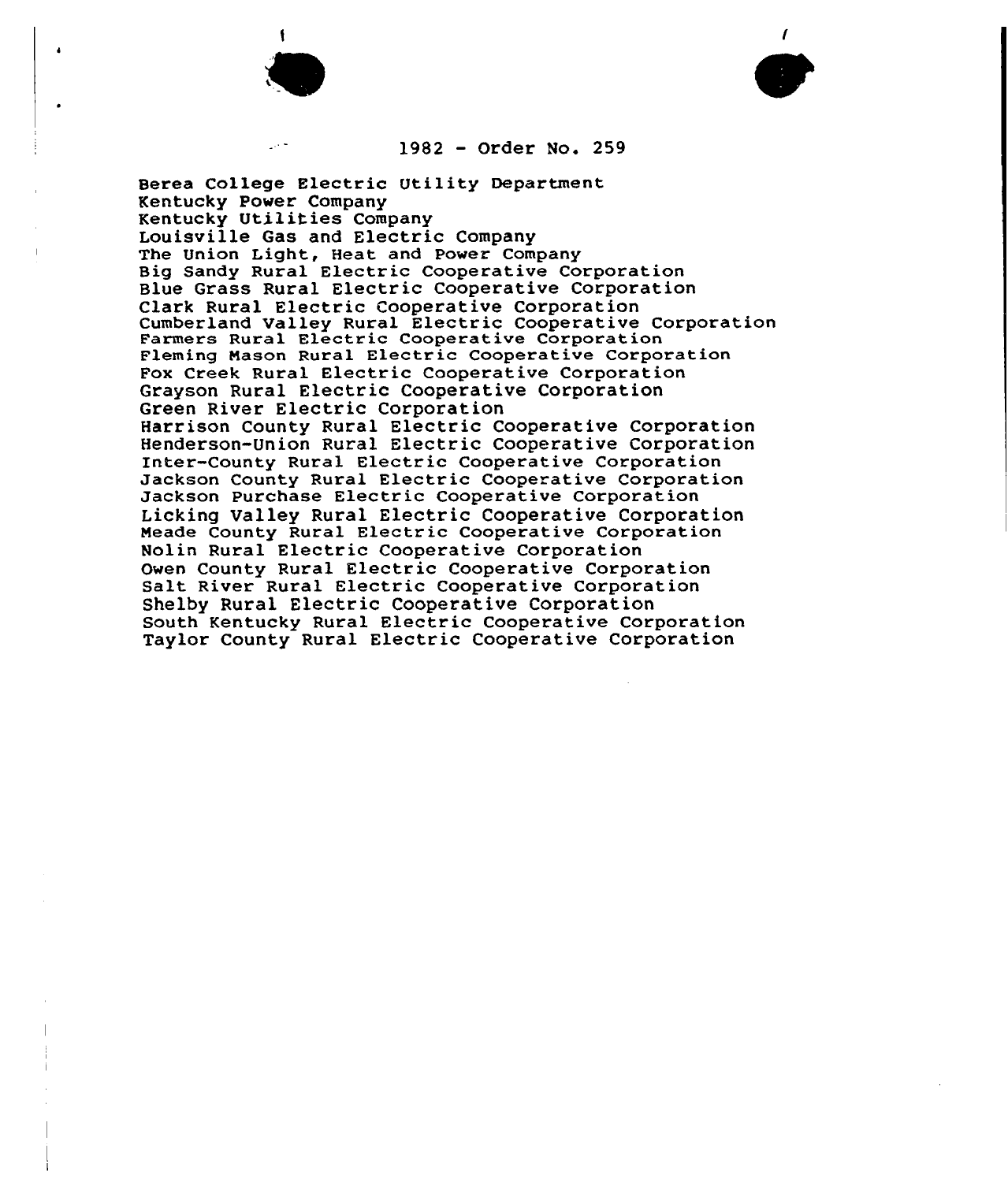1982 - Order No. 259

Berea College Electric Utility Department
Kentucky Power Company
Kentucky Utilities Company
Louisville Gas and Electric Company
The Union Light, Heat and Power Company
Big Sandy Rural Electric Cooperative Corporation
Blue Grass Rural Electric Cooperative Corporation
Clark Rural Electric Cooperative Corporation
Cumberland Valley Rural Electric Cooperative Corporation
Farmers Rural Electric Cooperative Corporation
Fleming Mason Rural Electric Cooperative Corporation
Fox Creek Rural Electric Cooperative Corporation
Grayson Rural Electric Cooperative Corporation
Green River Electric Corporation
Harrison County Rural Electric Cooperative Corporation
Henderson-Union Rural Electric Cooperative Corporation
Inter-County Rural Electric Cooperative Corporation
Jackson County Rural Electric Cooperative Corporation
Jackson Purchase Electric Cooperative Corporation
Licking Valley Rural Electric Cooperative Corporation
Meade County Rural Electric Cooperative Corporation
Nolin Rural Electric Cooperative Corporation
Owen County Rural Electric Cooperative Corporation
Salt River Rural Electric Cooperative Corporation
Shelby Rural Electric Cooperative Corporation
South Kentucky Rural Electric Cooperative Corporation
Taylor County Rural Electric Cooperative Corporation